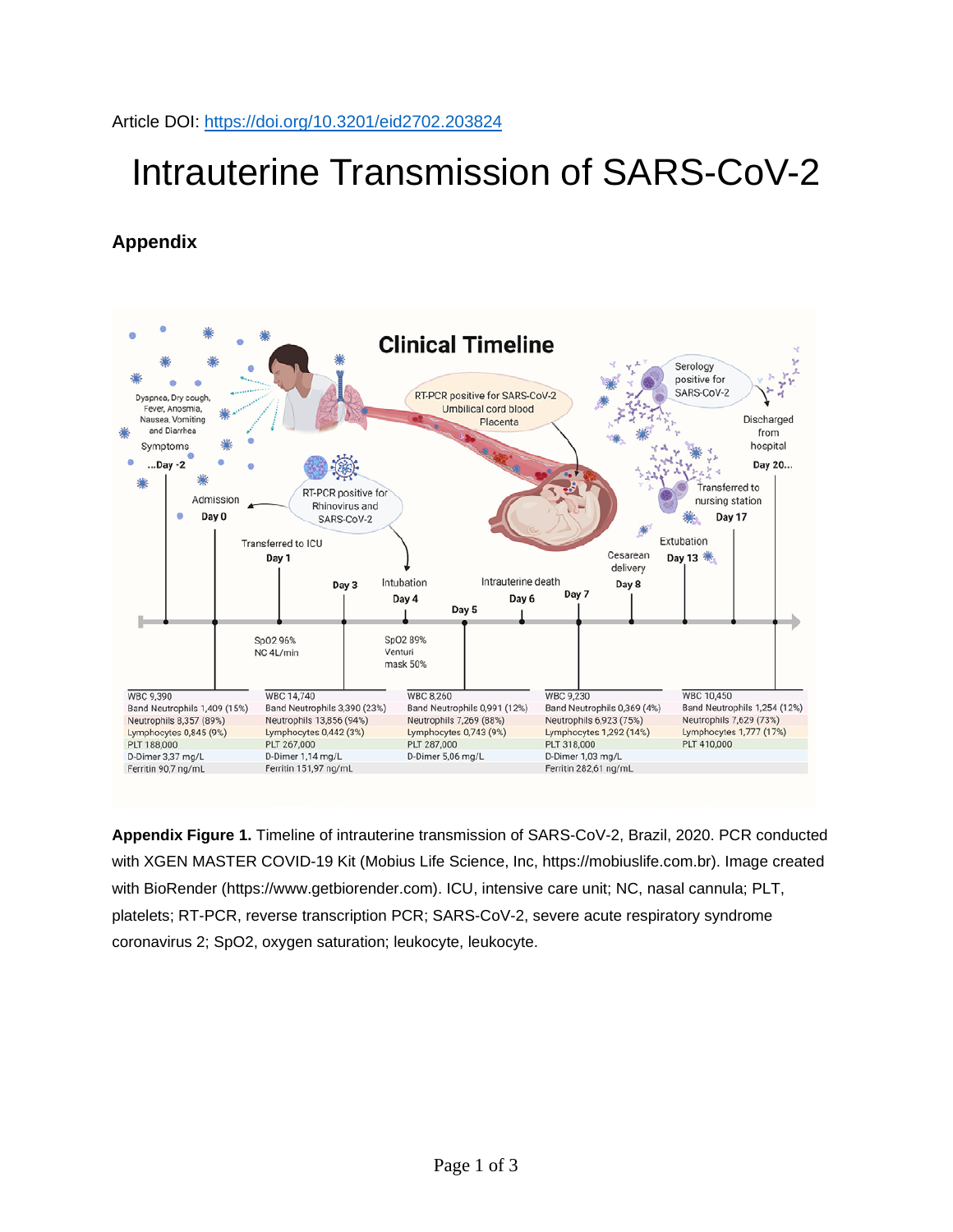Article DOI: https://doi.org/10.3201/eid2702.203824

# Intrauterine Transmission of SARS-CoV-2

## Appendix

**Appendix Figure 1.** Timeline of intrauterine transmission of SARS-CoV-2, Brazil, 2020. PCR conducted with XGEN MASTER COVID-19 Kit (Mobius Life Science, Inc, https://mobiuslife.com.br). Image created with BioRender (https://www.getbiorender.com). ICU, intensive care unit; NC, nasal cannula; PLT, platelets; RT-PCR, reverse transcription PCR; SARS-CoV-2, severe acute respiratory syndrome coronavirus 2; SpO2, oxygen saturation; leukocyte, leukocyte.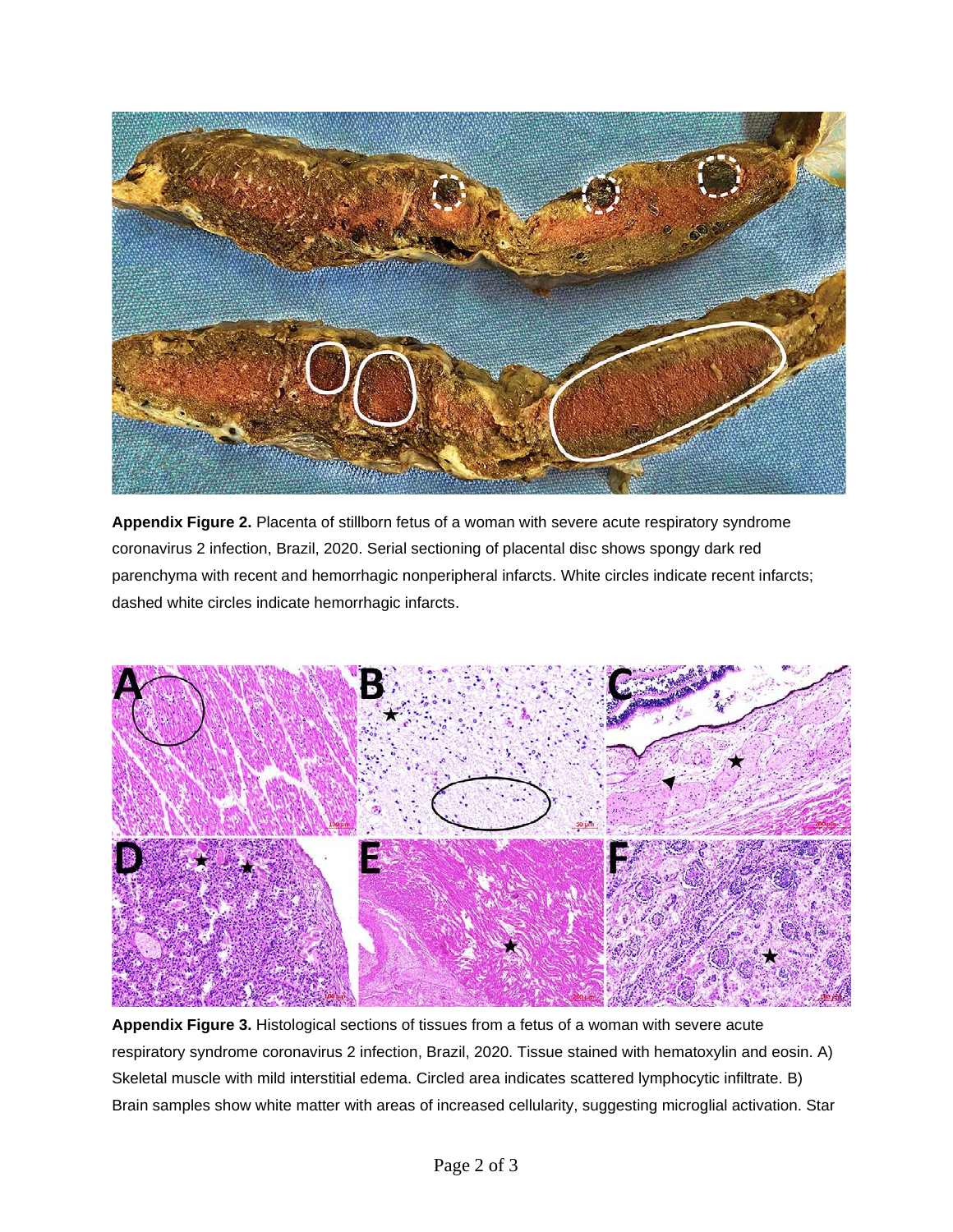**Appendix Figure 2.** Placenta of stillborn fetus of a woman with severe acute respiratory syndrome coronavirus 2 infection, Brazil, 2020. Serial sectioning of placental disc shows spongy dark red parenchyma with recent and hemorrhagic nonperipheral infarcts. White circles indicate recent infarcts; dashed white circles indicate hemorrhagic infarcts.

**Appendix Figure 3.** Histological sections of tissues from a fetus of a woman with severe acute respiratory syndrome coronavirus 2 infection, Brazil, 2020. Tissue stained with hematoxylin and eosin. A) Skeletal muscle with mild interstitial edema. Circled area indicates scattered lymphocytic infiltrate. B) Brain samples show white matter with areas of increased cellularity, suggesting microglial activation. Star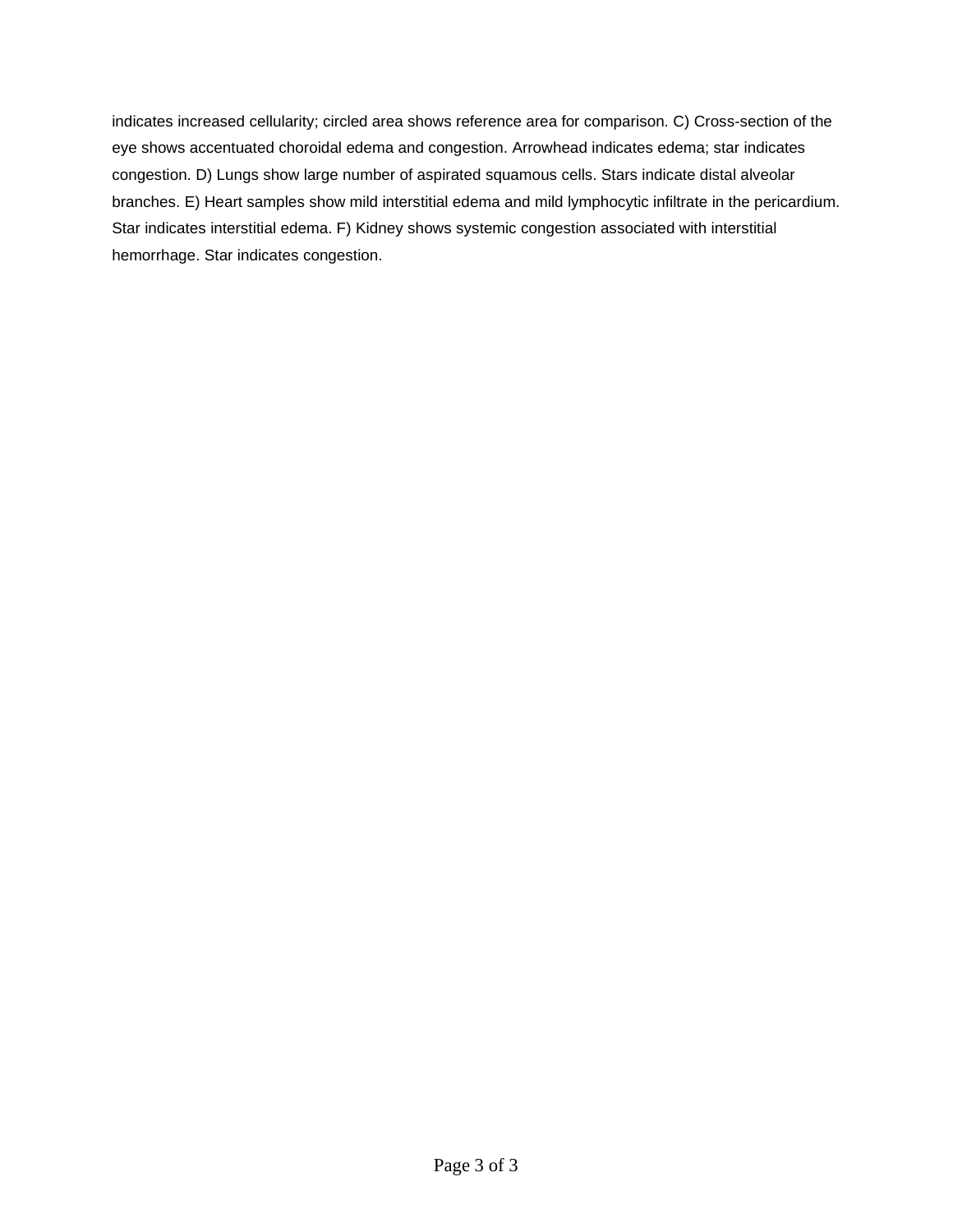indicates increased cellularity; circled area shows reference area for comparison. C) Cross-section of the eye shows accentuated choroidal edema and congestion. Arrowhead indicates edema; star indicates congestion. D) Lungs show large number of aspirated squamous cells. Stars indicate distal alveolar branches. E) Heart samples show mild interstitial edema and mild lymphocytic infiltrate in the pericardium. Star indicates interstitial edema. F) Kidney shows systemic congestion associated with interstitial hemorrhage. Star indicates congestion.